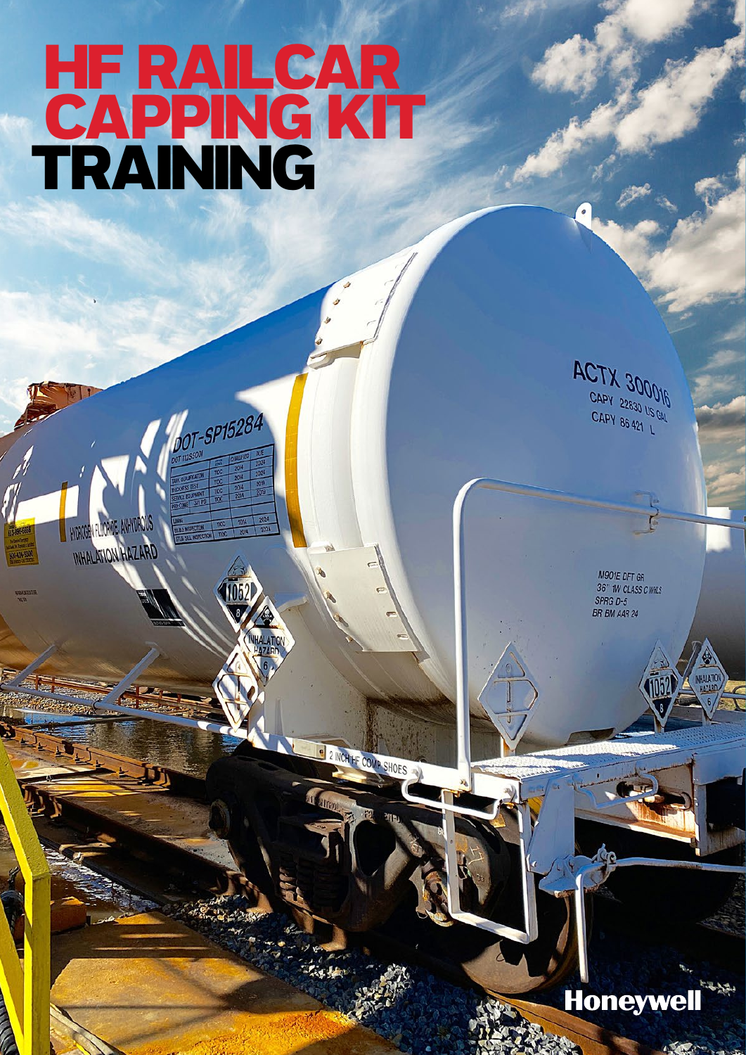# HF RAILCAR CAPPING KIT TRAINING

Honeywell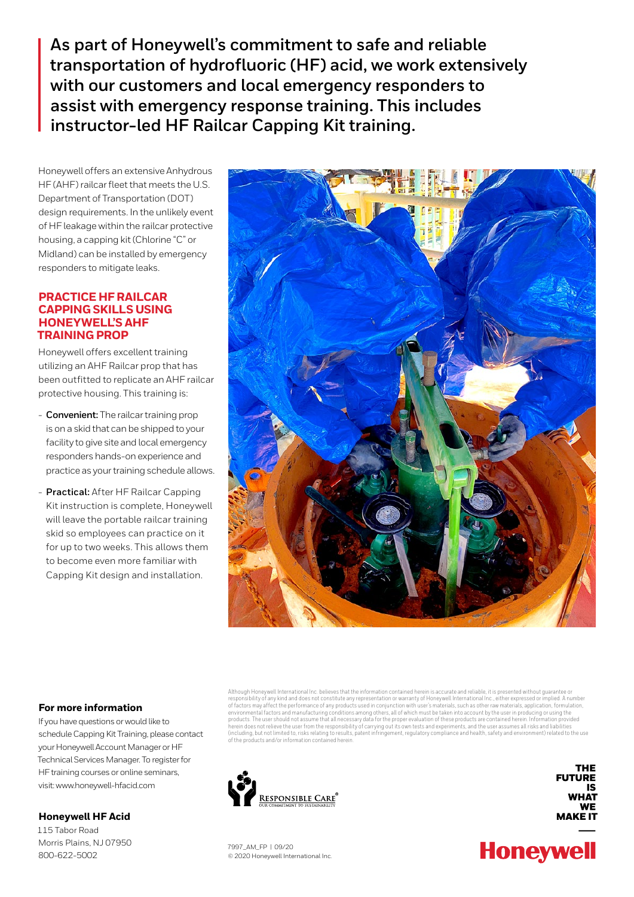# As part of Honeywell's commitment to safe and reliable transportation of hydrofluoric (HF) acid, we work extensively with our customers and local emergency responders to assist with emergency response training. This includes instructor-led HF Railcar Capping Kit training.

Honeywell offers an extensive Anhydrous HF (AHF) railcar fleet that meets the U.S. Department of Transportation (DOT) design requirements. In the unlikely event of HF leakage within the railcar protective housing, a capping kit (Chlorine "C" or Midland) can be installed by emergency responders to mitigate leaks.

## PRACTICE HF RAILCAR CAPPING SKILLS USING HONEYWELL'S AHF TRAINING PROP

Honeywell offers excellent training utilizing an AHF Railcar prop that has been outfitted to replicate an AHF railcar protective housing. This training is:

- **Convenient:** The railcar training prop is on a skid that can be shipped to your facility to give site and local emergency responders hands-on experience and practice as your training schedule allows.
- **Practical:** After HF Railcar Capping Kit instruction is complete, Honeywell will leave the portable railcar training skid so employees can practice on it for up to two weeks. This allows them to become even more familiar with Capping Kit design and installation.

### For more information

If you have questions or would like to schedule Capping Kit Training, please contact your Honeywell Account Manager or HF Technical Services Manager. To register for HF training courses or online seminars, visit: www.honeywell-hfacid.com

### Honeywell HF Acid

115 Tabor Road
Morris Plains, NJ 07950
800-622-5002

Although Honeywell International Inc. believes that the information contained herein is accurate and reliable, it is presented without guarantee or responsibility of any kind and does not constitute any representation or warranty of Honeywell International Inc., either expressed or implied. A number of factors may affect the performance of any products used in conjunction with user's materials, such as other raw materials, application, formulation, environmental factors and manufacturing conditions among others, all of which must be taken into account by the user in producing or using the products. The user should not assume that all necessary data for the proper evaluation of these products are contained herein. Information provided herein does not relieve the user from the responsibility of carrying out its own tests and experiments, and the user assumes all risks and liabilities (including, but not limited to, risks relating to results, patent infringement, regulatory compliance and health, safety and environment) related to the use of the products and/or information contained herein.

RESPONSIBLE CARE® OUR COMMITMENT TO SUSTAINABILITY

7997_AM_FP | 09/20
© 2020 Honeywell International Inc.

THE FUTURE IS WHAT WE MAKE IT

Honeywell